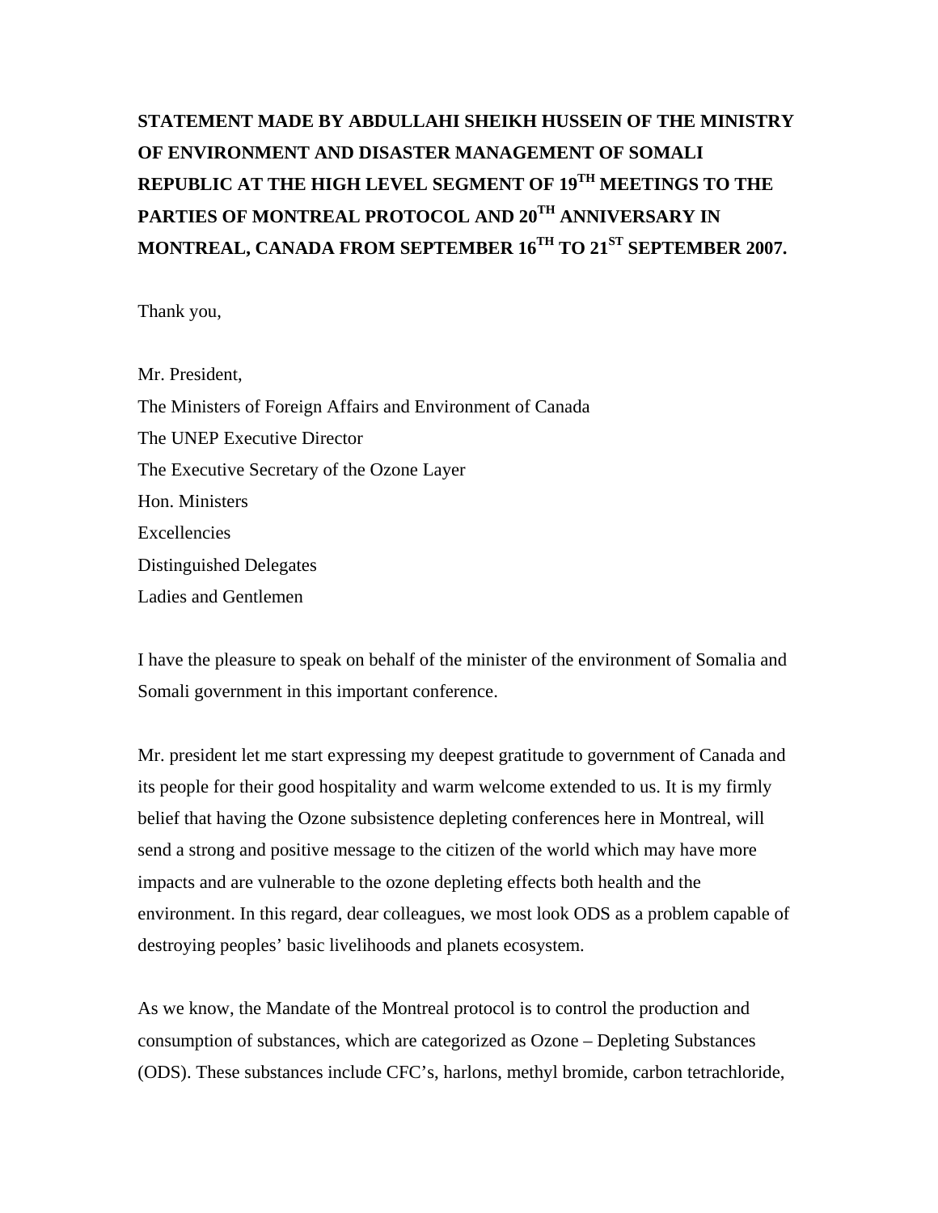**STATEMENT MADE BY ABDULLAHI SHEIKH HUSSEIN OF THE MINISTRY OF ENVIRONMENT AND DISASTER MANAGEMENT OF SOMALI REPUBLIC AT THE HIGH LEVEL SEGMENT OF 19TH MEETINGS TO THE PARTIES OF MONTREAL PROTOCOL AND 20TH ANNIVERSARY IN MONTREAL, CANADA FROM SEPTEMBER 16TH TO 21ST SEPTEMBER 2007.**

Thank you,

Mr. President,
The Ministers of Foreign Affairs and Environment of Canada
The UNEP Executive Director
The Executive Secretary of the Ozone Layer
Hon. Ministers
Excellencies
Distinguished Delegates
Ladies and Gentlemen

I have the pleasure to speak on behalf of the minister of the environment of Somalia and Somali government in this important conference.

Mr. president let me start expressing my deepest gratitude to government of Canada and its people for their good hospitality and warm welcome extended to us. It is my firmly belief that having the Ozone subsistence depleting conferences here in Montreal, will send a strong and positive message to the citizen of the world which may have more impacts and are vulnerable to the ozone depleting effects both health and the environment. In this regard, dear colleagues, we most look ODS as a problem capable of destroying peoples' basic livelihoods and planets ecosystem.

As we know, the Mandate of the Montreal protocol is to control the production and consumption of substances, which are categorized as Ozone – Depleting Substances (ODS). These substances include CFC's, harlons, methyl bromide, carbon tetrachloride,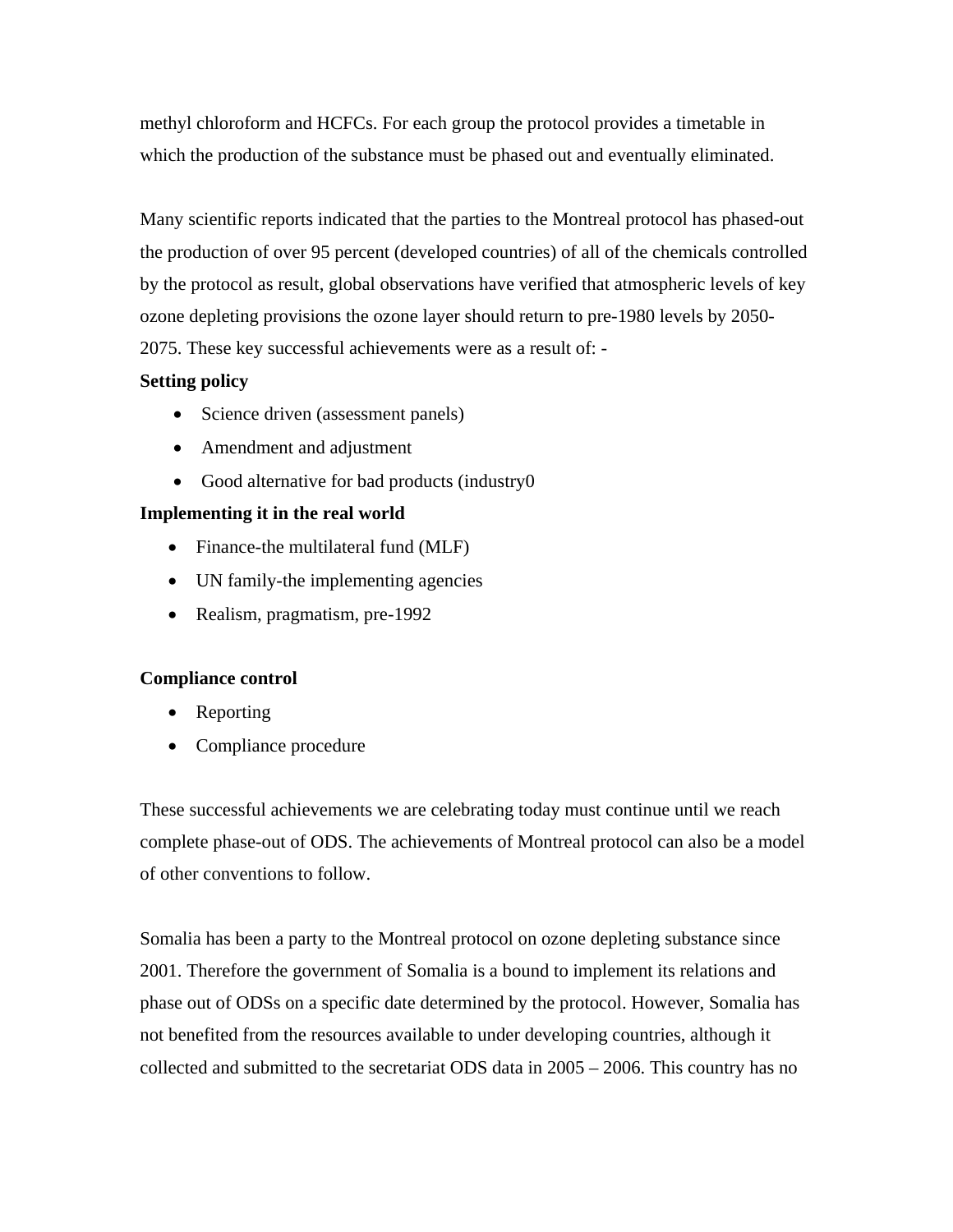methyl chloroform and HCFCs. For each group the protocol provides a timetable in which the production of the substance must be phased out and eventually eliminated.

Many scientific reports indicated that the parties to the Montreal protocol has phased-out the production of over 95 percent (developed countries) of all of the chemicals controlled by the protocol as result, global observations have verified that atmospheric levels of key ozone depleting provisions the ozone layer should return to pre-1980 levels by 2050-2075. These key successful achievements were as a result of: -

**Setting policy**

- Science driven (assessment panels)
- Amendment and adjustment
- Good alternative for bad products (industry0

**Implementing it in the real world**

- Finance-the multilateral fund (MLF)
- UN family-the implementing agencies
- Realism, pragmatism, pre-1992

**Compliance control**

- Reporting
- Compliance procedure

These successful achievements we are celebrating today must continue until we reach complete phase-out of ODS. The achievements of Montreal protocol can also be a model of other conventions to follow.

Somalia has been a party to the Montreal protocol on ozone depleting substance since 2001. Therefore the government of Somalia is a bound to implement its relations and phase out of ODSs on a specific date determined by the protocol. However, Somalia has not benefited from the resources available to under developing countries, although it collected and submitted to the secretariat ODS data in 2005 – 2006. This country has no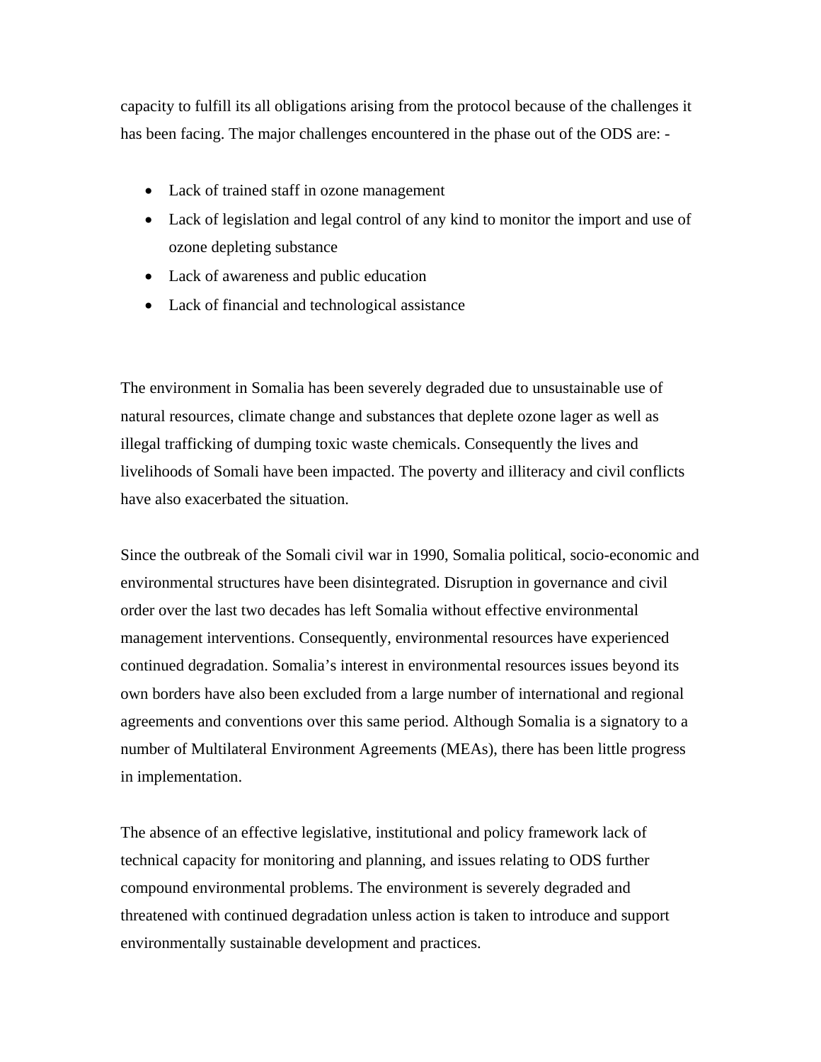capacity to fulfill its all obligations arising from the protocol because of the challenges it has been facing. The major challenges encountered in the phase out of the ODS are: -

- Lack of trained staff in ozone management
- Lack of legislation and legal control of any kind to monitor the import and use of ozone depleting substance
- Lack of awareness and public education
- Lack of financial and technological assistance

The environment in Somalia has been severely degraded due to unsustainable use of natural resources, climate change and substances that deplete ozone lager as well as illegal trafficking of dumping toxic waste chemicals. Consequently the lives and livelihoods of Somali have been impacted. The poverty and illiteracy and civil conflicts have also exacerbated the situation.

Since the outbreak of the Somali civil war in 1990, Somalia political, socio-economic and environmental structures have been disintegrated. Disruption in governance and civil order over the last two decades has left Somalia without effective environmental management interventions. Consequently, environmental resources have experienced continued degradation. Somalia's interest in environmental resources issues beyond its own borders have also been excluded from a large number of international and regional agreements and conventions over this same period. Although Somalia is a signatory to a number of Multilateral Environment Agreements (MEAs), there has been little progress in implementation.

The absence of an effective legislative, institutional and policy framework lack of technical capacity for monitoring and planning, and issues relating to ODS further compound environmental problems. The environment is severely degraded and threatened with continued degradation unless action is taken to introduce and support environmentally sustainable development and practices.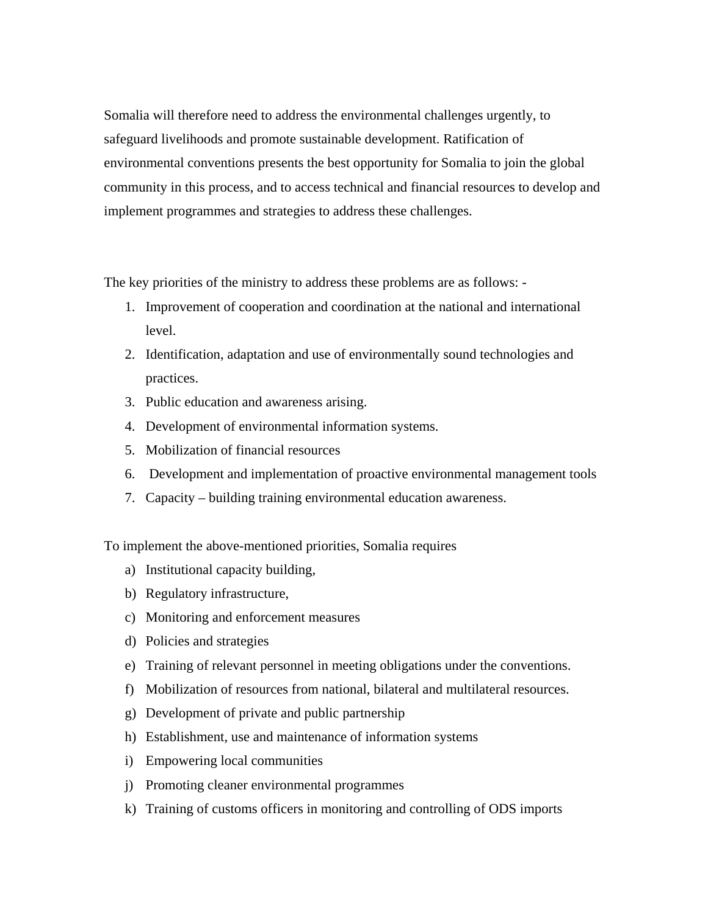Somalia will therefore need to address the environmental challenges urgently, to safeguard livelihoods and promote sustainable development. Ratification of environmental conventions presents the best opportunity for Somalia to join the global community in this process, and to access technical and financial resources to develop and implement programmes and strategies to address these challenges.

The key priorities of the ministry to address these problems are as follows: -

1. Improvement of cooperation and coordination at the national and international level.
2. Identification, adaptation and use of environmentally sound technologies and practices.
3. Public education and awareness arising.
4. Development of environmental information systems.
5. Mobilization of financial resources
6. Development and implementation of proactive environmental management tools
7. Capacity – building training environmental education awareness.

To implement the above-mentioned priorities, Somalia requires

a) Institutional capacity building,
b) Regulatory infrastructure,
c) Monitoring and enforcement measures
d) Policies and strategies
e) Training of relevant personnel in meeting obligations under the conventions.
f) Mobilization of resources from national, bilateral and multilateral resources.
g) Development of private and public partnership
h) Establishment, use and maintenance of information systems
i) Empowering local communities
j) Promoting cleaner environmental programmes
k) Training of customs officers in monitoring and controlling of ODS imports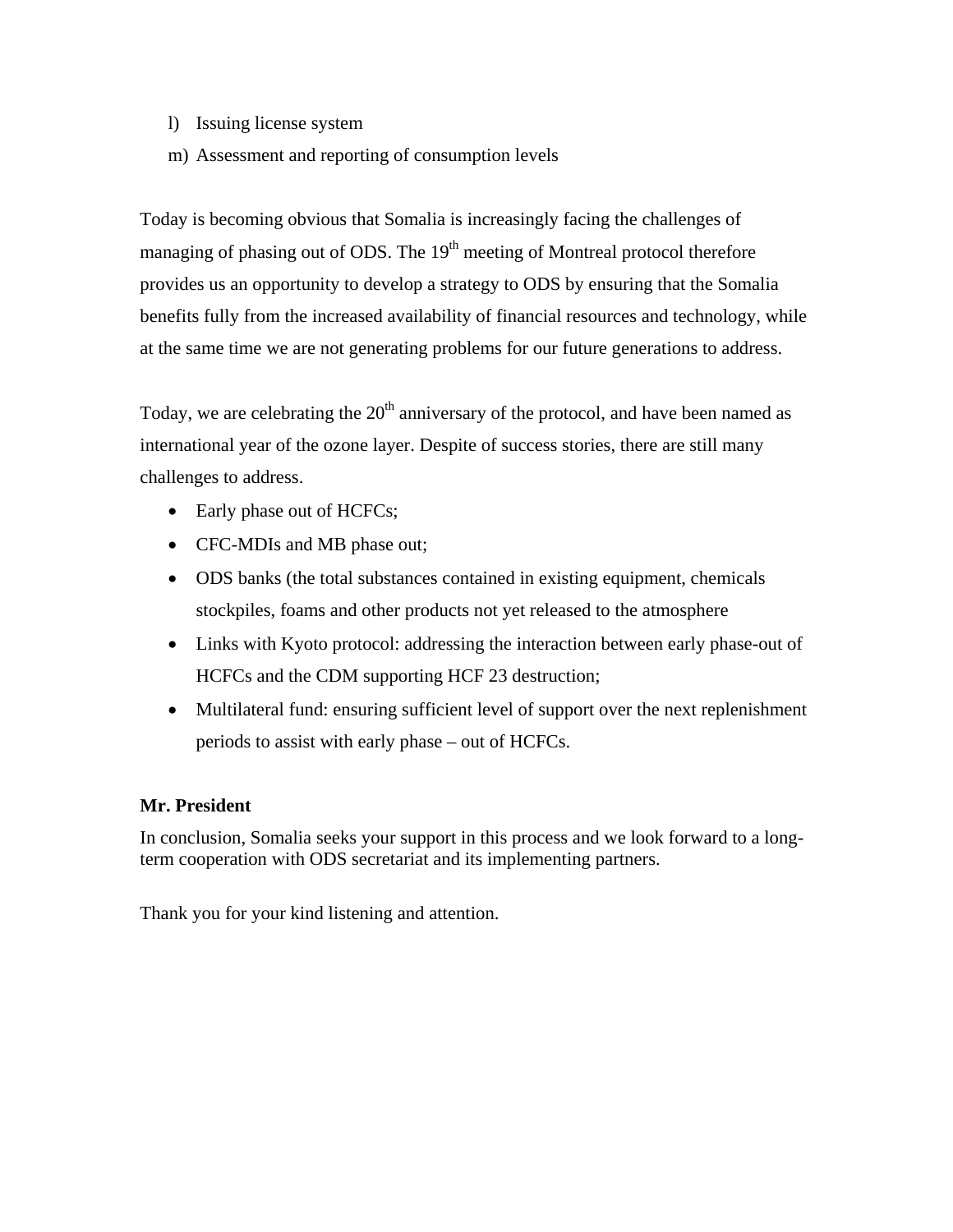l) Issuing license system
m) Assessment and reporting of consumption levels

Today is becoming obvious that Somalia is increasingly facing the challenges of managing of phasing out of ODS. The 19th meeting of Montreal protocol therefore provides us an opportunity to develop a strategy to ODS by ensuring that the Somalia benefits fully from the increased availability of financial resources and technology, while at the same time we are not generating problems for our future generations to address.

Today, we are celebrating the 20th anniversary of the protocol, and have been named as international year of the ozone layer. Despite of success stories, there are still many challenges to address.

- Early phase out of HCFCs;
- CFC-MDIs and MB phase out;
- ODS banks (the total substances contained in existing equipment, chemicals stockpiles, foams and other products not yet released to the atmosphere
- Links with Kyoto protocol: addressing the interaction between early phase-out of HCFCs and the CDM supporting HCF 23 destruction;
- Multilateral fund: ensuring sufficient level of support over the next replenishment periods to assist with early phase – out of HCFCs.

**Mr. President**

In conclusion, Somalia seeks your support in this process and we look forward to a long-term cooperation with ODS secretariat and its implementing partners.

Thank you for your kind listening and attention.